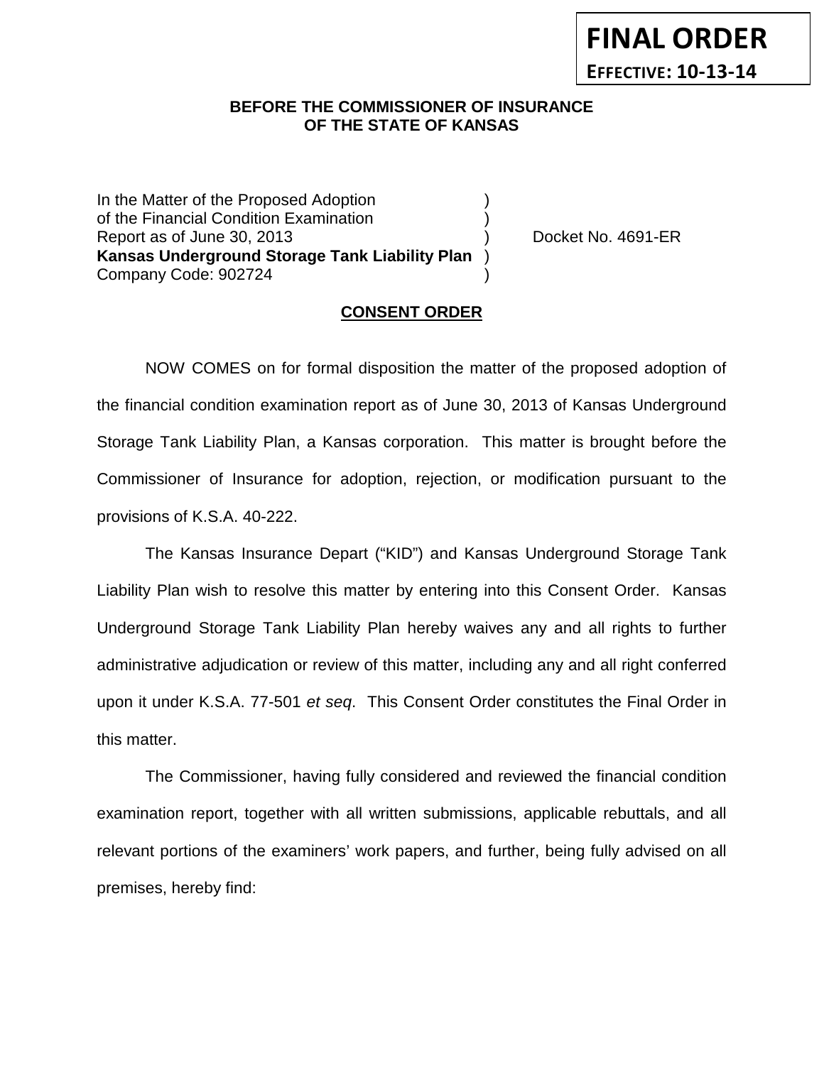**FINAL ORDER**

**EFFECTIVE: 10-13-14**

**BEFORE THE COMMISSIONER OF INSURANCE**
**OF THE STATE OF KANSAS**

In the Matter of the Proposed Adoption )
of the Financial Condition Examination )
Report as of June 30, 2013 ) Docket No. 4691-ER
**Kansas Underground Storage Tank Liability Plan** )
Company Code: 902724 )

## CONSENT ORDER

NOW COMES on for formal disposition the matter of the proposed adoption of the financial condition examination report as of June 30, 2013 of Kansas Underground Storage Tank Liability Plan, a Kansas corporation. This matter is brought before the Commissioner of Insurance for adoption, rejection, or modification pursuant to the provisions of K.S.A. 40-222.

The Kansas Insurance Depart ("KID") and Kansas Underground Storage Tank Liability Plan wish to resolve this matter by entering into this Consent Order. Kansas Underground Storage Tank Liability Plan hereby waives any and all rights to further administrative adjudication or review of this matter, including any and all right conferred upon it under K.S.A. 77-501 *et seq*. This Consent Order constitutes the Final Order in this matter.

The Commissioner, having fully considered and reviewed the financial condition examination report, together with all written submissions, applicable rebuttals, and all relevant portions of the examiners' work papers, and further, being fully advised on all premises, hereby find: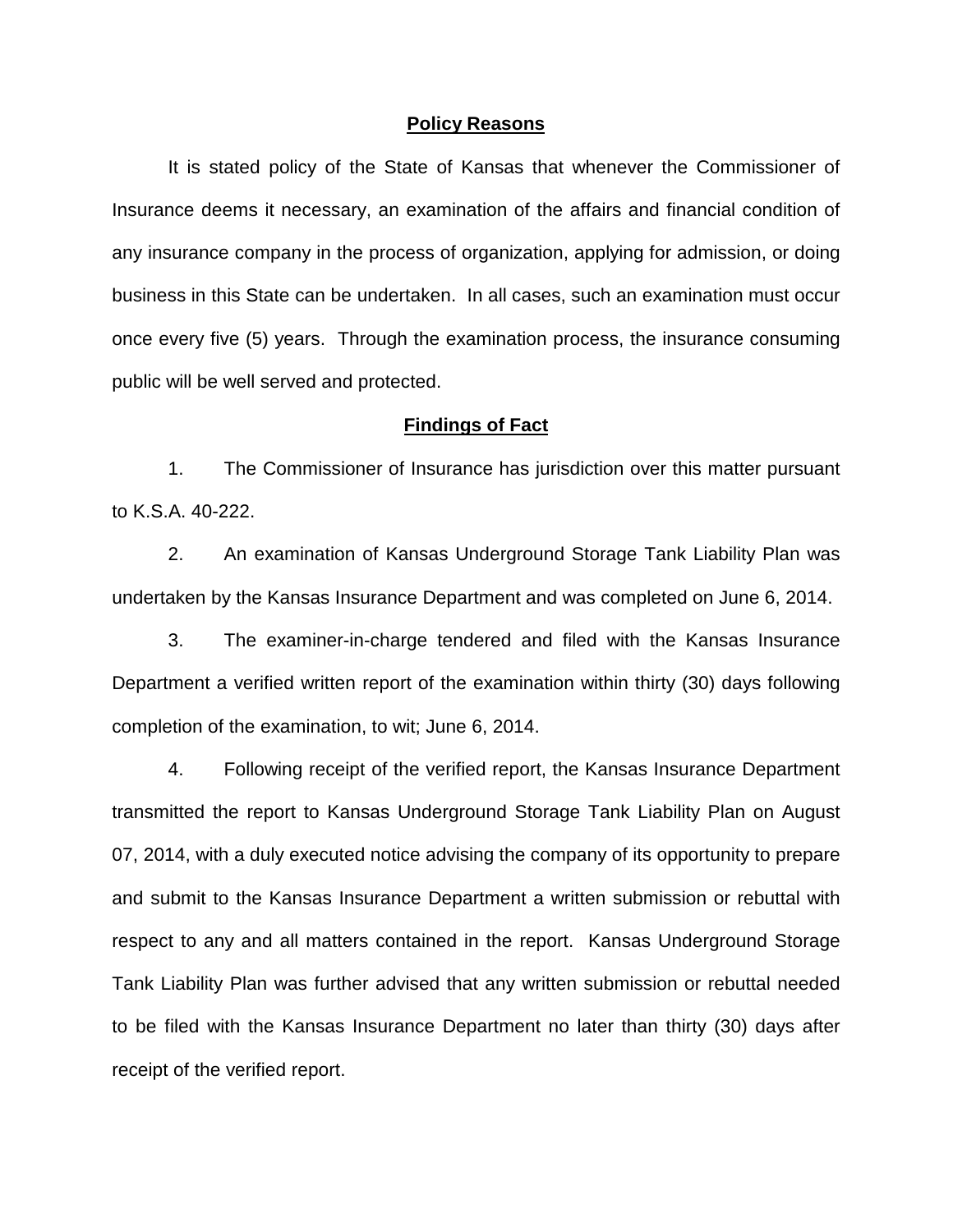**Policy Reasons**

It is stated policy of the State of Kansas that whenever the Commissioner of Insurance deems it necessary, an examination of the affairs and financial condition of any insurance company in the process of organization, applying for admission, or doing business in this State can be undertaken. In all cases, such an examination must occur once every five (5) years. Through the examination process, the insurance consuming public will be well served and protected.

**Findings of Fact**

1. The Commissioner of Insurance has jurisdiction over this matter pursuant to K.S.A. 40-222.

2. An examination of Kansas Underground Storage Tank Liability Plan was undertaken by the Kansas Insurance Department and was completed on June 6, 2014.

3. The examiner-in-charge tendered and filed with the Kansas Insurance Department a verified written report of the examination within thirty (30) days following completion of the examination, to wit; June 6, 2014.

4. Following receipt of the verified report, the Kansas Insurance Department transmitted the report to Kansas Underground Storage Tank Liability Plan on August 07, 2014, with a duly executed notice advising the company of its opportunity to prepare and submit to the Kansas Insurance Department a written submission or rebuttal with respect to any and all matters contained in the report. Kansas Underground Storage Tank Liability Plan was further advised that any written submission or rebuttal needed to be filed with the Kansas Insurance Department no later than thirty (30) days after receipt of the verified report.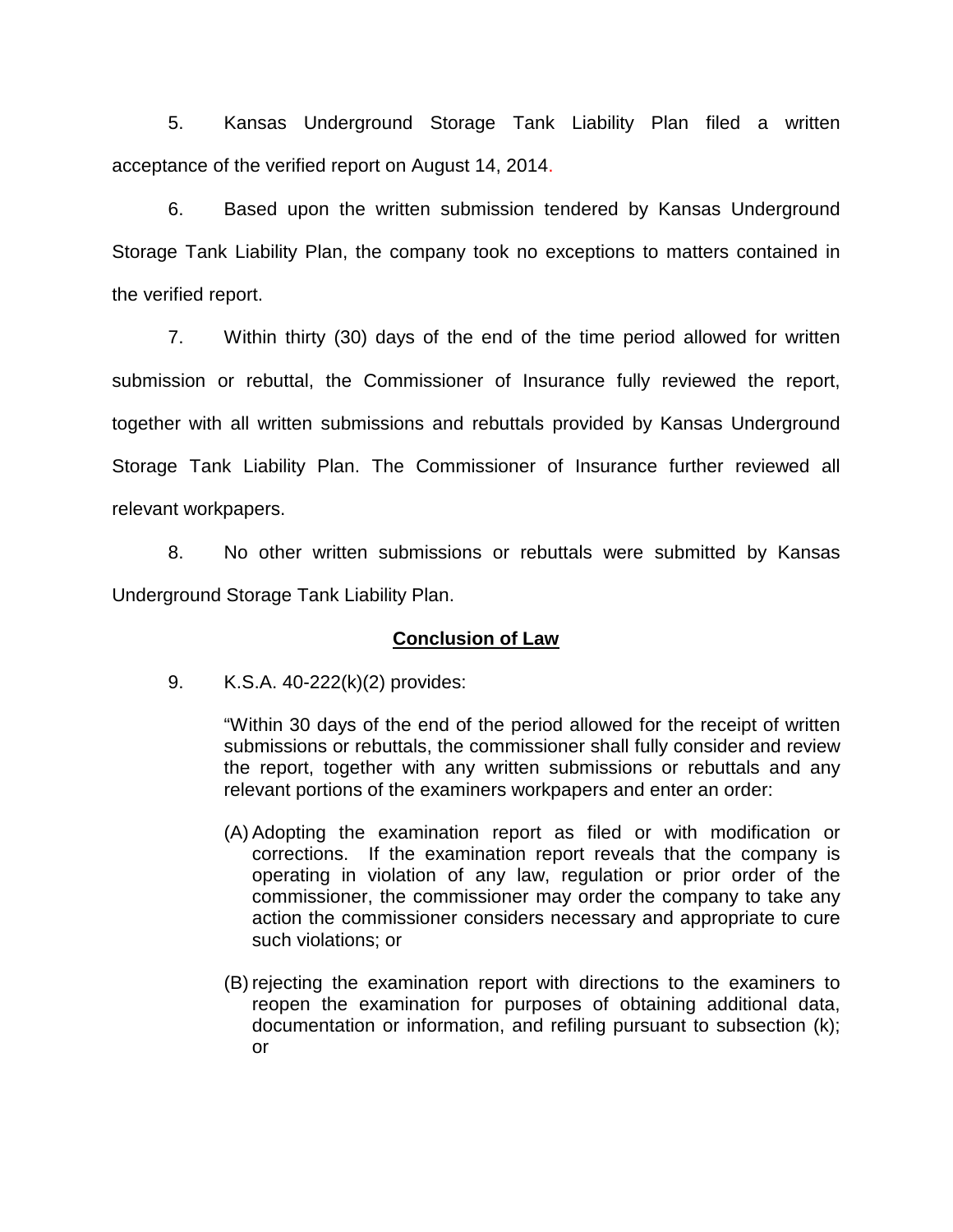5. Kansas Underground Storage Tank Liability Plan filed a written acceptance of the verified report on August 14, 2014.

6. Based upon the written submission tendered by Kansas Underground Storage Tank Liability Plan, the company took no exceptions to matters contained in the verified report.

7. Within thirty (30) days of the end of the time period allowed for written submission or rebuttal, the Commissioner of Insurance fully reviewed the report, together with all written submissions and rebuttals provided by Kansas Underground Storage Tank Liability Plan. The Commissioner of Insurance further reviewed all relevant workpapers.

8. No other written submissions or rebuttals were submitted by Kansas Underground Storage Tank Liability Plan.

**Conclusion of Law**

9. K.S.A. 40-222(k)(2) provides:

> "Within 30 days of the end of the period allowed for the receipt of written submissions or rebuttals, the commissioner shall fully consider and review the report, together with any written submissions or rebuttals and any relevant portions of the examiners workpapers and enter an order:
>
> (A) Adopting the examination report as filed or with modification or corrections. If the examination report reveals that the company is operating in violation of any law, regulation or prior order of the commissioner, the commissioner may order the company to take any action the commissioner considers necessary and appropriate to cure such violations; or
>
> (B) rejecting the examination report with directions to the examiners to reopen the examination for purposes of obtaining additional data, documentation or information, and refiling pursuant to subsection (k); or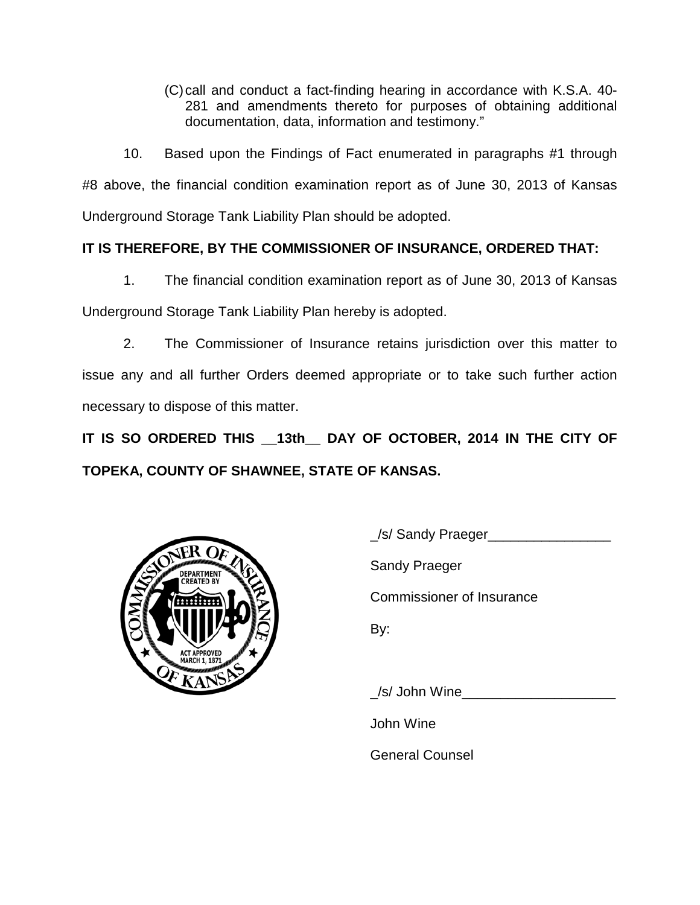(C) call and conduct a fact-finding hearing in accordance with K.S.A. 40-281 and amendments thereto for purposes of obtaining additional documentation, data, information and testimony."

10. Based upon the Findings of Fact enumerated in paragraphs #1 through #8 above, the financial condition examination report as of June 30, 2013 of Kansas Underground Storage Tank Liability Plan should be adopted.

**IT IS THEREFORE, BY THE COMMISSIONER OF INSURANCE, ORDERED THAT:**

1. The financial condition examination report as of June 30, 2013 of Kansas Underground Storage Tank Liability Plan hereby is adopted.

2. The Commissioner of Insurance retains jurisdiction over this matter to issue any and all further Orders deemed appropriate or to take such further action necessary to dispose of this matter.

**IT IS SO ORDERED THIS __13th__ DAY OF OCTOBER, 2014 IN THE CITY OF TOPEKA, COUNTY OF SHAWNEE, STATE OF KANSAS.**

_/s/ Sandy Praeger________________

Sandy Praeger

Commissioner of Insurance

By:

_/s/ John Wine____________________

John Wine

General Counsel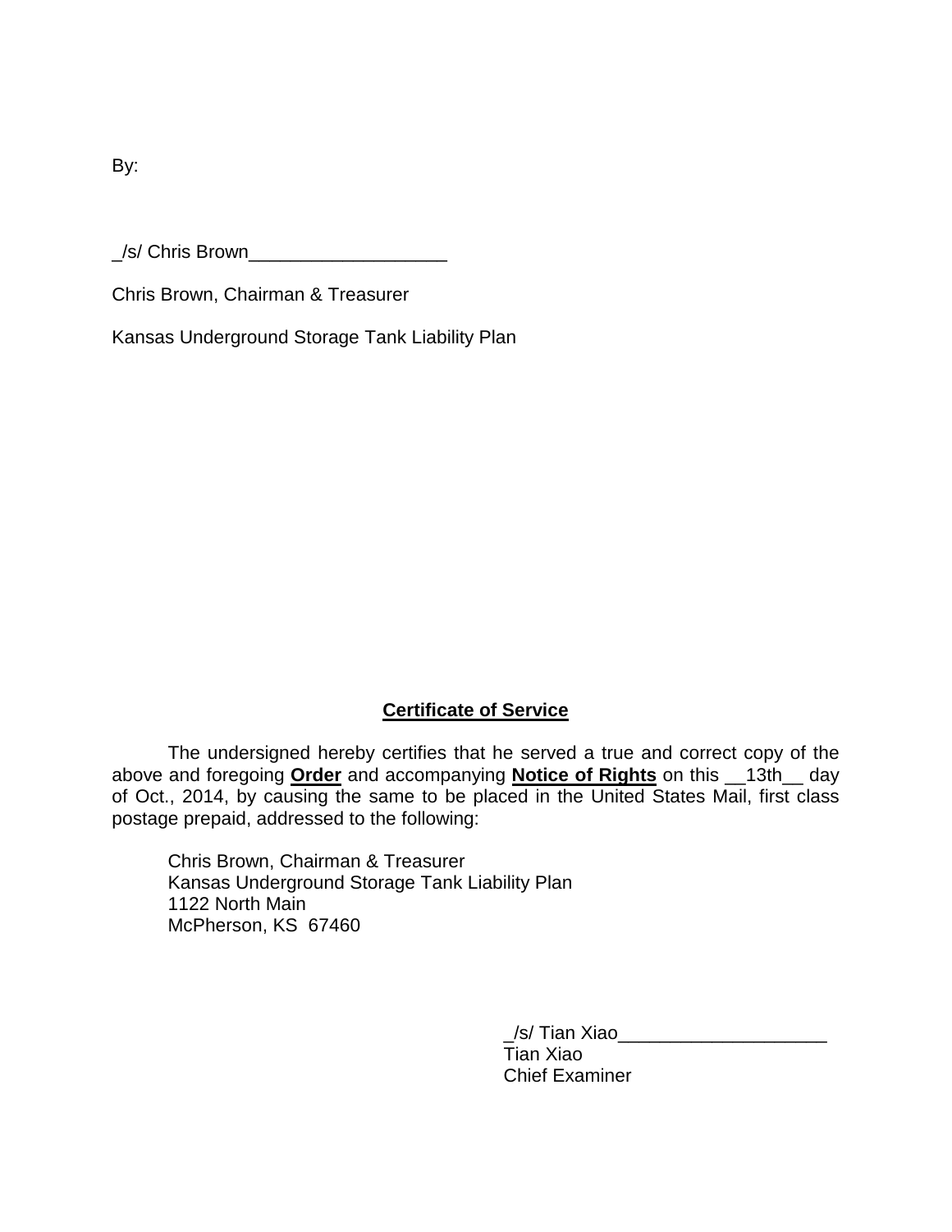By:

_/s/ Chris Brown___________________

Chris Brown, Chairman & Treasurer

Kansas Underground Storage Tank Liability Plan

**Certificate of Service**

The undersigned hereby certifies that he served a true and correct copy of the above and foregoing **Order** and accompanying **Notice of Rights** on this __13th__ day of Oct., 2014, by causing the same to be placed in the United States Mail, first class postage prepaid, addressed to the following:

Chris Brown, Chairman & Treasurer
Kansas Underground Storage Tank Liability Plan
1122 North Main
McPherson, KS 67460

_/s/ Tian Xiao____________________
Tian Xiao
Chief Examiner